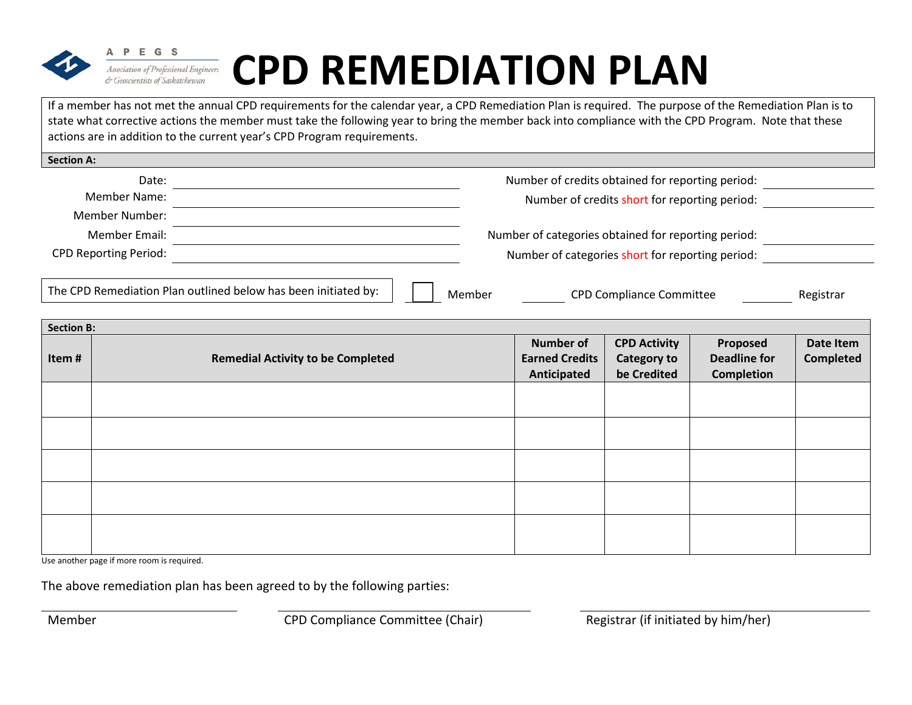APEGS
Association of Professional Engineers & Geoscientists of Saskatchewan

# CPD REMEDIATION PLAN

If a member has not met the annual CPD requirements for the calendar year, a CPD Remediation Plan is required. The purpose of the Remediation Plan is to state what corrective actions the member must take the following year to bring the member back into compliance with the CPD Program. Note that these actions are in addition to the current year's CPD Program requirements.

**Section A:**

Date: ____________________

Member Name: ____________________

Member Number: ____________________

Member Email: ____________________

CPD Reporting Period: ____________________

Number of credits obtained for reporting period: ____________________

Number of credits short for reporting period: ____________________

Number of categories obtained for reporting period: ____________________

Number of categories short for reporting period: ____________________

The CPD Remediation Plan outlined below has been initiated by: ☐ Member ______ CPD Compliance Committee ______ Registrar

**Section B:**

| Item # | Remedial Activity to be Completed | Number of Earned Credits Anticipated | CPD Activity Category to be Credited | Proposed Deadline for Completion | Date Item Completed |
|---|---|---|---|---|---|
| | | | | | |
| | | | | | |
| | | | | | |
| | | | | | |
| | | | | | |

Use another page if more room is required.

The above remediation plan has been agreed to by the following parties:

____________________ Member

____________________ CPD Compliance Committee (Chair)

____________________ Registrar (if initiated by him/her)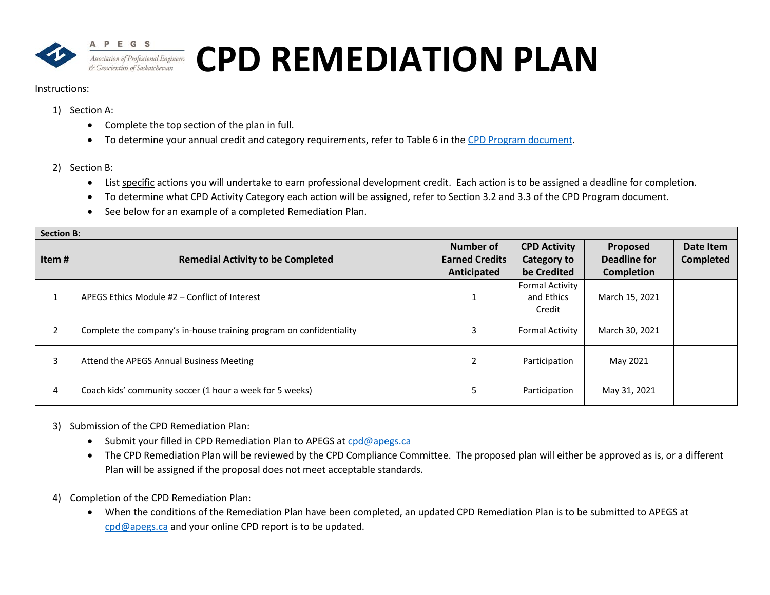# CPD REMEDIATION PLAN

Instructions:

1) Section A:
   - Complete the top section of the plan in full.
   - To determine your annual credit and category requirements, refer to Table 6 in the CPD Program document.

2) Section B:
   - List specific actions you will undertake to earn professional development credit. Each action is to be assigned a deadline for completion.
   - To determine what CPD Activity Category each action will be assigned, refer to Section 3.2 and 3.3 of the CPD Program document.
   - See below for an example of a completed Remediation Plan.

| **Section B:** | | | | | |
|---|---|---|---|---|---|
| **Item #** | **Remedial Activity to be Completed** | **Number of Earned Credits Anticipated** | **CPD Activity Category to be Credited** | **Proposed Deadline for Completion** | **Date Item Completed** |
| 1 | APEGS Ethics Module #2 – Conflict of Interest | 1 | Formal Activity and Ethics Credit | March 15, 2021 | |
| 2 | Complete the company's in-house training program on confidentiality | 3 | Formal Activity | March 30, 2021 | |
| 3 | Attend the APEGS Annual Business Meeting | 2 | Participation | May 2021 | |
| 4 | Coach kids' community soccer (1 hour a week for 5 weeks) | 5 | Participation | May 31, 2021 | |

3) Submission of the CPD Remediation Plan:
   - Submit your filled in CPD Remediation Plan to APEGS at cpd@apegs.ca
   - The CPD Remediation Plan will be reviewed by the CPD Compliance Committee. The proposed plan will either be approved as is, or a different Plan will be assigned if the proposal does not meet acceptable standards.

4) Completion of the CPD Remediation Plan:
   - When the conditions of the Remediation Plan have been completed, an updated CPD Remediation Plan is to be submitted to APEGS at cpd@apegs.ca and your online CPD report is to be updated.